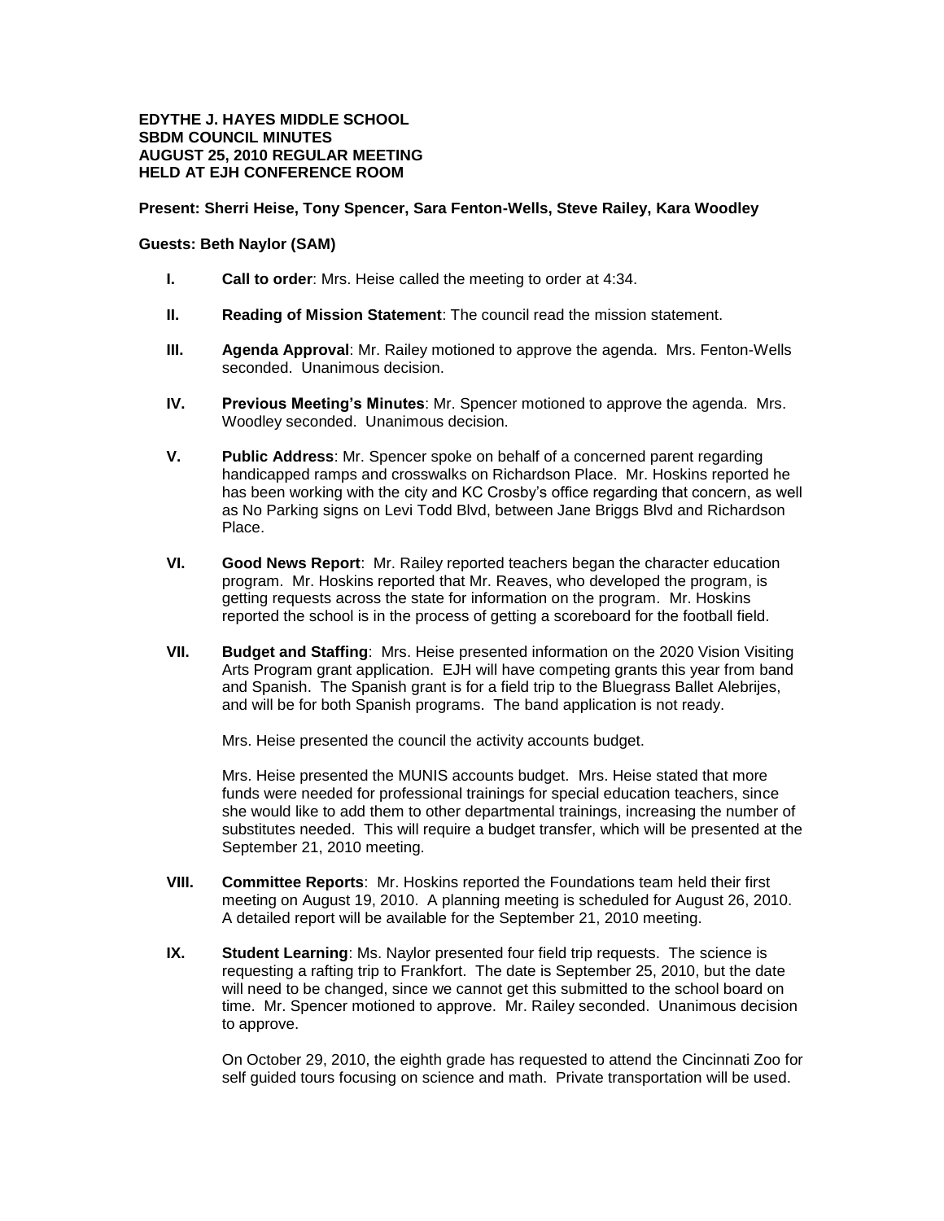**EDYTHE J. HAYES MIDDLE SCHOOL**
**SBDM COUNCIL MINUTES**
**AUGUST 25, 2010 REGULAR MEETING**
**HELD AT EJH CONFERENCE ROOM**

**Present: Sherri Heise, Tony Spencer, Sara Fenton-Wells, Steve Railey, Kara Woodley**

**Guests: Beth Naylor (SAM)**

**I. Call to order**: Mrs. Heise called the meeting to order at 4:34.

**II. Reading of Mission Statement**: The council read the mission statement.

**III. Agenda Approval**: Mr. Railey motioned to approve the agenda. Mrs. Fenton-Wells seconded. Unanimous decision.

**IV. Previous Meeting's Minutes**: Mr. Spencer motioned to approve the agenda. Mrs. Woodley seconded. Unanimous decision.

**V. Public Address**: Mr. Spencer spoke on behalf of a concerned parent regarding handicapped ramps and crosswalks on Richardson Place. Mr. Hoskins reported he has been working with the city and KC Crosby's office regarding that concern, as well as No Parking signs on Levi Todd Blvd, between Jane Briggs Blvd and Richardson Place.

**VI. Good News Report**: Mr. Railey reported teachers began the character education program. Mr. Hoskins reported that Mr. Reaves, who developed the program, is getting requests across the state for information on the program. Mr. Hoskins reported the school is in the process of getting a scoreboard for the football field.

**VII. Budget and Staffing**: Mrs. Heise presented information on the 2020 Vision Visiting Arts Program grant application. EJH will have competing grants this year from band and Spanish. The Spanish grant is for a field trip to the Bluegrass Ballet Alebrijes, and will be for both Spanish programs. The band application is not ready.

Mrs. Heise presented the council the activity accounts budget.

Mrs. Heise presented the MUNIS accounts budget. Mrs. Heise stated that more funds were needed for professional trainings for special education teachers, since she would like to add them to other departmental trainings, increasing the number of substitutes needed. This will require a budget transfer, which will be presented at the September 21, 2010 meeting.

**VIII. Committee Reports**: Mr. Hoskins reported the Foundations team held their first meeting on August 19, 2010. A planning meeting is scheduled for August 26, 2010. A detailed report will be available for the September 21, 2010 meeting.

**IX. Student Learning**: Ms. Naylor presented four field trip requests. The science is requesting a rafting trip to Frankfort. The date is September 25, 2010, but the date will need to be changed, since we cannot get this submitted to the school board on time. Mr. Spencer motioned to approve. Mr. Railey seconded. Unanimous decision to approve.

On October 29, 2010, the eighth grade has requested to attend the Cincinnati Zoo for self guided tours focusing on science and math. Private transportation will be used.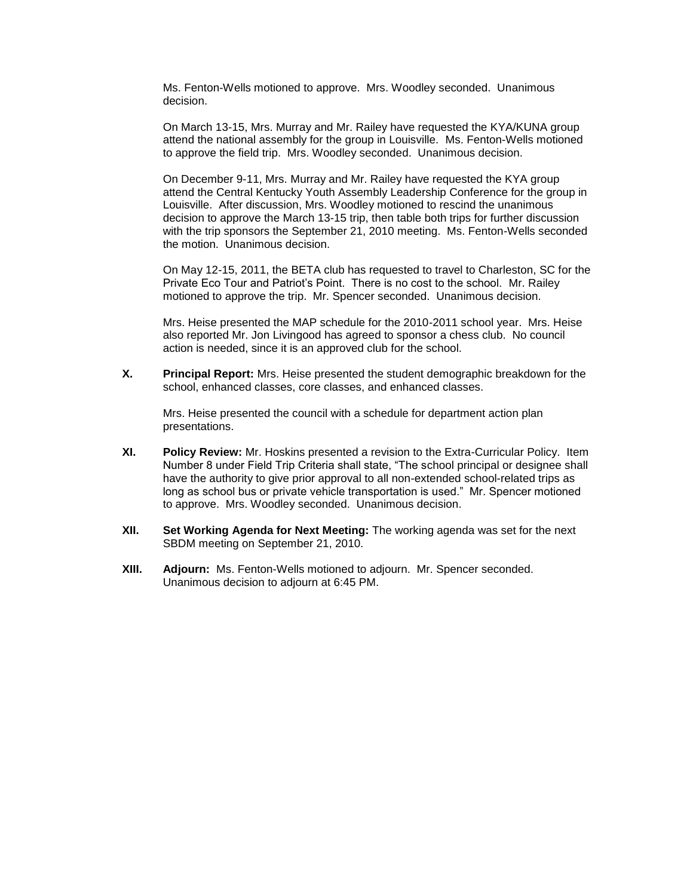Ms. Fenton-Wells motioned to approve. Mrs. Woodley seconded. Unanimous decision.

On March 13-15, Mrs. Murray and Mr. Railey have requested the KYA/KUNA group attend the national assembly for the group in Louisville. Ms. Fenton-Wells motioned to approve the field trip. Mrs. Woodley seconded. Unanimous decision.

On December 9-11, Mrs. Murray and Mr. Railey have requested the KYA group attend the Central Kentucky Youth Assembly Leadership Conference for the group in Louisville. After discussion, Mrs. Woodley motioned to rescind the unanimous decision to approve the March 13-15 trip, then table both trips for further discussion with the trip sponsors the September 21, 2010 meeting. Ms. Fenton-Wells seconded the motion. Unanimous decision.

On May 12-15, 2011, the BETA club has requested to travel to Charleston, SC for the Private Eco Tour and Patriot's Point. There is no cost to the school. Mr. Railey motioned to approve the trip. Mr. Spencer seconded. Unanimous decision.

Mrs. Heise presented the MAP schedule for the 2010-2011 school year. Mrs. Heise also reported Mr. Jon Livingood has agreed to sponsor a chess club. No council action is needed, since it is an approved club for the school.

**X. Principal Report:** Mrs. Heise presented the student demographic breakdown for the school, enhanced classes, core classes, and enhanced classes.

Mrs. Heise presented the council with a schedule for department action plan presentations.

**XI. Policy Review:** Mr. Hoskins presented a revision to the Extra-Curricular Policy. Item Number 8 under Field Trip Criteria shall state, "The school principal or designee shall have the authority to give prior approval to all non-extended school-related trips as long as school bus or private vehicle transportation is used." Mr. Spencer motioned to approve. Mrs. Woodley seconded. Unanimous decision.

**XII. Set Working Agenda for Next Meeting:** The working agenda was set for the next SBDM meeting on September 21, 2010.

**XIII. Adjourn:** Ms. Fenton-Wells motioned to adjourn. Mr. Spencer seconded. Unanimous decision to adjourn at 6:45 PM.